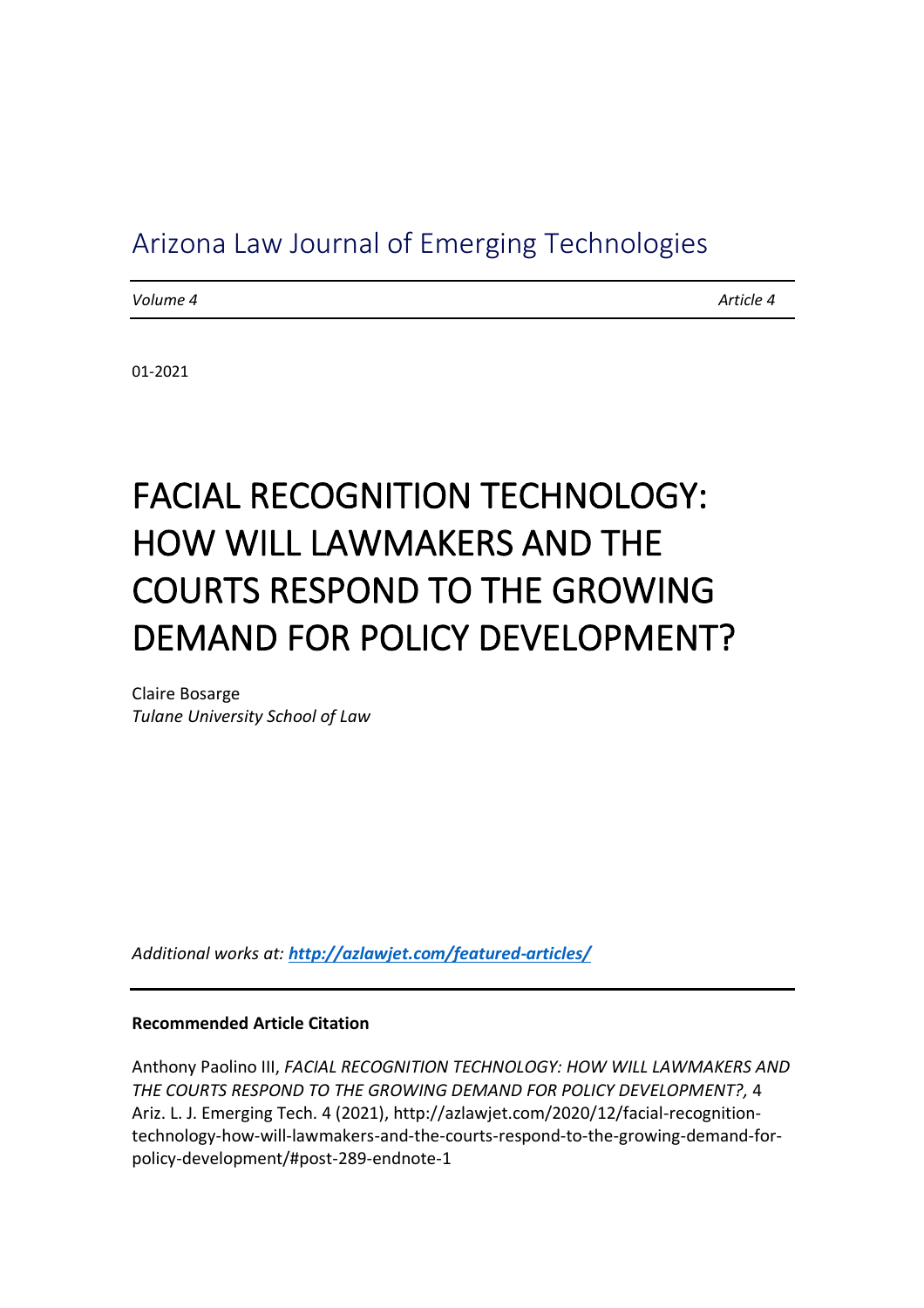Arizona Law Journal of Emerging Technologies

*Volume 4* *Article 4*

01-2021

# FACIAL RECOGNITION TECHNOLOGY: HOW WILL LAWMAKERS AND THE COURTS RESPOND TO THE GROWING DEMAND FOR POLICY DEVELOPMENT?

Claire Bosarge
*Tulane University School of Law*

*Additional works at: **http://azlawjet.com/featured-articles/***

**Recommended Article Citation**

Anthony Paolino III, *FACIAL RECOGNITION TECHNOLOGY: HOW WILL LAWMAKERS AND THE COURTS RESPOND TO THE GROWING DEMAND FOR POLICY DEVELOPMENT?,* 4 Ariz. L. J. Emerging Tech. 4 (2021), http://azlawjet.com/2020/12/facial-recognition-technology-how-will-lawmakers-and-the-courts-respond-to-the-growing-demand-for-policy-development/#post-289-endnote-1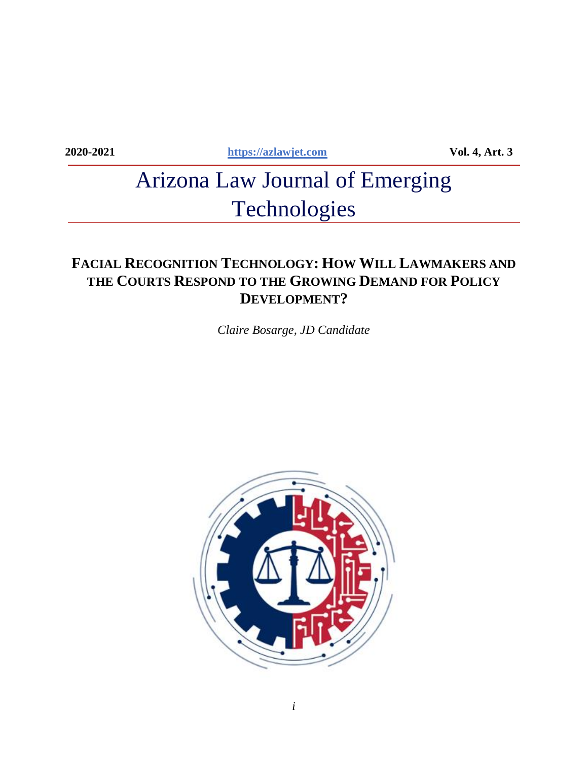2020-2021 https://azlawjet.com Vol. 4, Art. 3

# Arizona Law Journal of Emerging Technologies

## FACIAL RECOGNITION TECHNOLOGY: HOW WILL LAWMAKERS AND THE COURTS RESPOND TO THE GROWING DEMAND FOR POLICY DEVELOPMENT?

*Claire Bosarge, JD Candidate*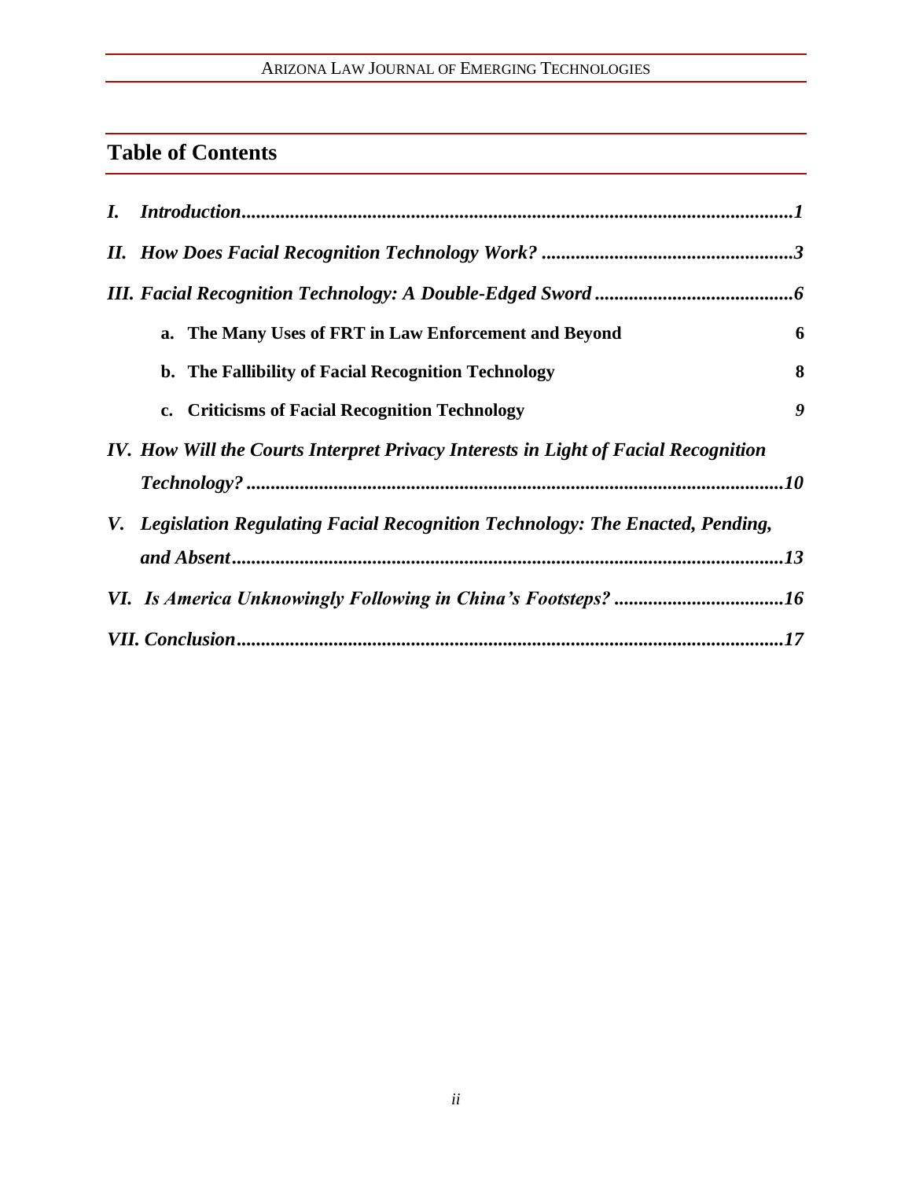## Table of Contents

*I. Introduction* ........ *1*

*II. How Does Facial Recognition Technology Work?* ........ *3*

*III. Facial Recognition Technology: A Double-Edged Sword* ........ *6*

- **a. The Many Uses of FRT in Law Enforcement and Beyond** **6**
- **b. The Fallibility of Facial Recognition Technology** **8**
- **c. Criticisms of Facial Recognition Technology** ***9***

*IV. How Will the Courts Interpret Privacy Interests in Light of Facial Recognition Technology?* ........ *10*

*V. Legislation Regulating Facial Recognition Technology: The Enacted, Pending, and Absent* ........ *13*

*VI. Is America Unknowingly Following in China's Footsteps?* ........ *16*

*VII. Conclusion* ........ *17*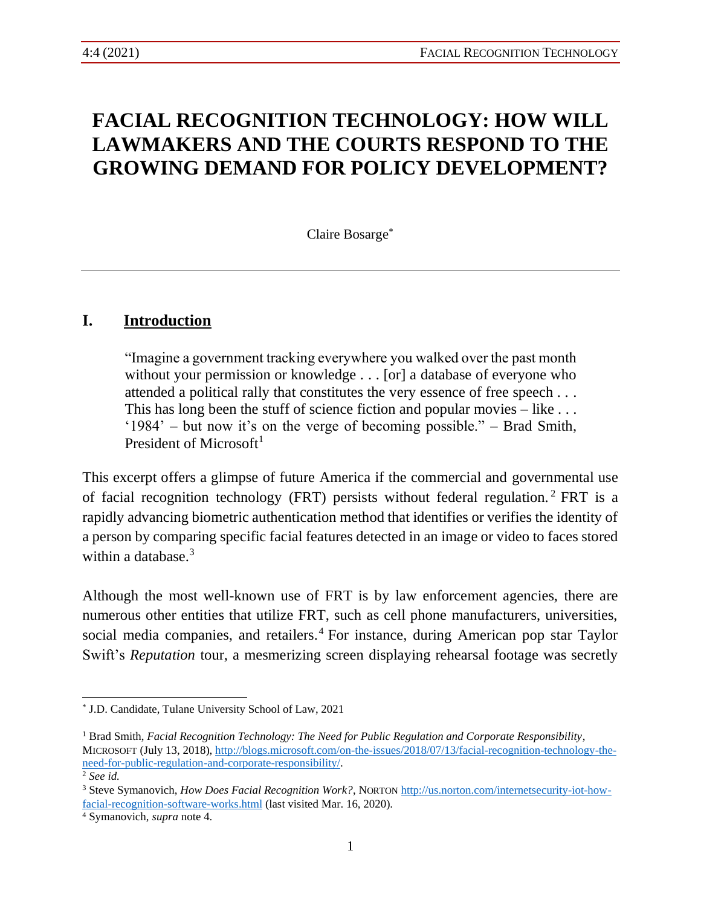# FACIAL RECOGNITION TECHNOLOGY: HOW WILL LAWMAKERS AND THE COURTS RESPOND TO THE GROWING DEMAND FOR POLICY DEVELOPMENT?

Claire Bosarge[*]

---

## I. Introduction

> "Imagine a government tracking everywhere you walked over the past month without your permission or knowledge . . . [or] a database of everyone who attended a political rally that constitutes the very essence of free speech . . . This has long been the stuff of science fiction and popular movies – like . . . '1984' – but now it's on the verge of becoming possible." – Brad Smith, President of Microsoft[1]

This excerpt offers a glimpse of future America if the commercial and governmental use of facial recognition technology (FRT) persists without federal regulation.[2] FRT is a rapidly advancing biometric authentication method that identifies or verifies the identity of a person by comparing specific facial features detected in an image or video to faces stored within a database.[3]

Although the most well-known use of FRT is by law enforcement agencies, there are numerous other entities that utilize FRT, such as cell phone manufacturers, universities, social media companies, and retailers.[4] For instance, during American pop star Taylor Swift's *Reputation* tour, a mesmerizing screen displaying rehearsal footage was secretly

---

[*] J.D. Candidate, Tulane University School of Law, 2021

[1] Brad Smith, *Facial Recognition Technology: The Need for Public Regulation and Corporate Responsibility*, MICROSOFT (July 13, 2018), http://blogs.microsoft.com/on-the-issues/2018/07/13/facial-recognition-technology-the-need-for-public-regulation-and-corporate-responsibility/.

[2] *See id.*

[3] Steve Symanovich, *How Does Facial Recognition Work?*, NORTON http://us.norton.com/internetsecurity-iot-how-facial-recognition-software-works.html (last visited Mar. 16, 2020).

[4] Symanovich, *supra* note 4.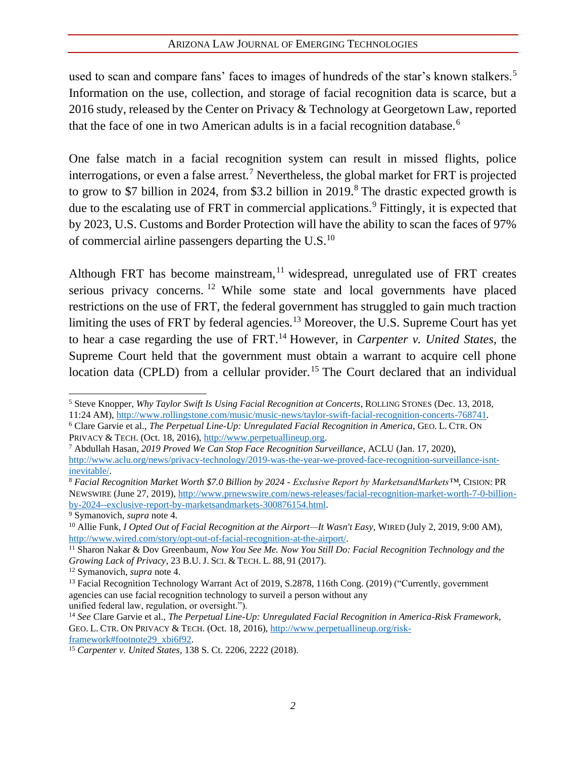used to scan and compare fans' faces to images of hundreds of the star's known stalkers.[5] Information on the use, collection, and storage of facial recognition data is scarce, but a 2016 study, released by the Center on Privacy & Technology at Georgetown Law, reported that the face of one in two American adults is in a facial recognition database.[6]

One false match in a facial recognition system can result in missed flights, police interrogations, or even a false arrest.[7] Nevertheless, the global market for FRT is projected to grow to $7 billion in 2024, from $3.2 billion in 2019.[8] The drastic expected growth is due to the escalating use of FRT in commercial applications.[9] Fittingly, it is expected that by 2023, U.S. Customs and Border Protection will have the ability to scan the faces of 97% of commercial airline passengers departing the U.S.[10]

Although FRT has become mainstream,[11] widespread, unregulated use of FRT creates serious privacy concerns.[12] While some state and local governments have placed restrictions on the use of FRT, the federal government has struggled to gain much traction limiting the uses of FRT by federal agencies.[13] Moreover, the U.S. Supreme Court has yet to hear a case regarding the use of FRT.[14] However, in *Carpenter v. United States*, the Supreme Court held that the government must obtain a warrant to acquire cell phone location data (CPLD) from a cellular provider.[15] The Court declared that an individual

---

[5] Steve Knopper, *Why Taylor Swift Is Using Facial Recognition at Concerts*, ROLLING STONES (Dec. 13, 2018, 11:24 AM), http://www.rollingstone.com/music/music-news/taylor-swift-facial-recognition-concerts-768741.

[6] Clare Garvie et al., *The Perpetual Line-Up: Unregulated Facial Recognition in America*, GEO. L. CTR. ON PRIVACY & TECH. (Oct. 18, 2016), http://www.perpetuallineup.org.

[7] Abdullah Hasan, *2019 Proved We Can Stop Face Recognition Surveillance*, ACLU (Jan. 17, 2020), http://www.aclu.org/news/privacy-technology/2019-was-the-year-we-proved-face-recognition-surveillance-isnt-inevitable/.

[8] *Facial Recognition Market Worth $7.0 Billion by 2024 - Exclusive Report by MarketsandMarkets™*, CISION: PR NEWSWIRE (June 27, 2019), http://www.prnewswire.com/news-releases/facial-recognition-market-worth-7-0-billion-by-2024--exclusive-report-by-marketsandmarkets-300876154.html.

[9] Symanovich, *supra* note 4.

[10] Allie Funk, *I Opted Out of Facial Recognition at the Airport—It Wasn't Easy*, WIRED (July 2, 2019, 9:00 AM), http://www.wired.com/story/opt-out-of-facial-recognition-at-the-airport/.

[11] Sharon Nakar & Dov Greenbaum, *Now You See Me. Now You Still Do: Facial Recognition Technology and the Growing Lack of Privacy*, 23 B.U. J. SCI. & TECH. L. 88, 91 (2017).

[12] Symanovich, *supra* note 4.

[13] Facial Recognition Technology Warrant Act of 2019, S.2878, 116th Cong. (2019) ("Currently, government agencies can use facial recognition technology to surveil a person without any unified federal law, regulation, or oversight.").

[14] *See* Clare Garvie et al., *The Perpetual Line-Up: Unregulated Facial Recognition in America-Risk Framework*, GEO. L. CTR. ON PRIVACY & TECH. (Oct. 18, 2016), http://www.perpetuallineup.org/risk-framework#footnote29_xbi6f92.

[15] *Carpenter v. United States*, 138 S. Ct. 2206, 2222 (2018).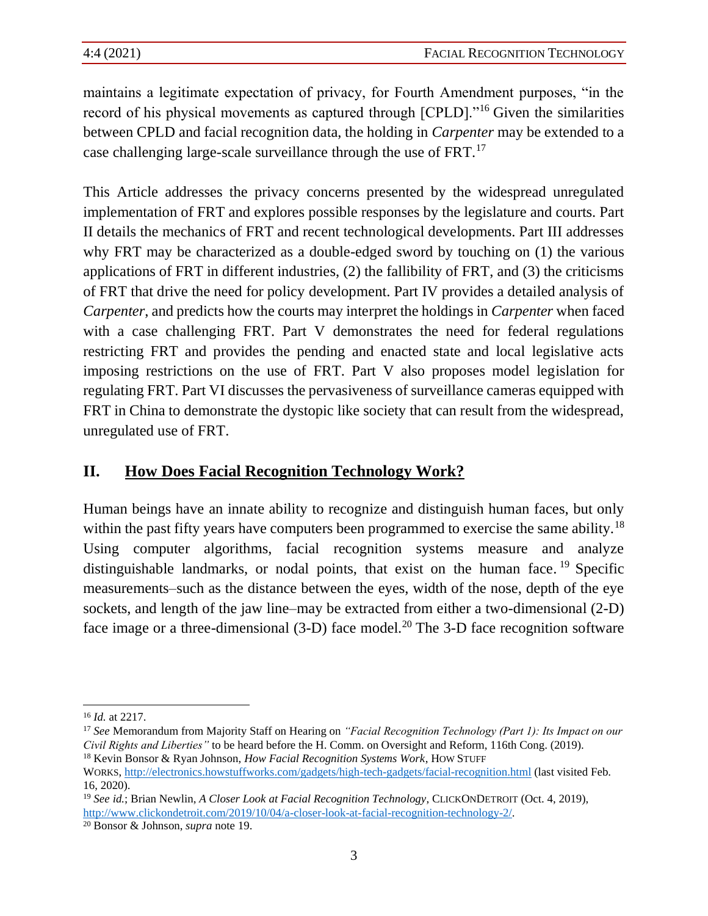maintains a legitimate expectation of privacy, for Fourth Amendment purposes, "in the record of his physical movements as captured through [CPLD]."[16] Given the similarities between CPLD and facial recognition data, the holding in *Carpenter* may be extended to a case challenging large-scale surveillance through the use of FRT.[17]

This Article addresses the privacy concerns presented by the widespread unregulated implementation of FRT and explores possible responses by the legislature and courts. Part II details the mechanics of FRT and recent technological developments. Part III addresses why FRT may be characterized as a double-edged sword by touching on (1) the various applications of FRT in different industries, (2) the fallibility of FRT, and (3) the criticisms of FRT that drive the need for policy development. Part IV provides a detailed analysis of *Carpenter*, and predicts how the courts may interpret the holdings in *Carpenter* when faced with a case challenging FRT. Part V demonstrates the need for federal regulations restricting FRT and provides the pending and enacted state and local legislative acts imposing restrictions on the use of FRT. Part V also proposes model legislation for regulating FRT. Part VI discusses the pervasiveness of surveillance cameras equipped with FRT in China to demonstrate the dystopic like society that can result from the widespread, unregulated use of FRT.

## II. <u>How Does Facial Recognition Technology Work?</u>

Human beings have an innate ability to recognize and distinguish human faces, but only within the past fifty years have computers been programmed to exercise the same ability.[18] Using computer algorithms, facial recognition systems measure and analyze distinguishable landmarks, or nodal points, that exist on the human face.[19] Specific measurements–such as the distance between the eyes, width of the nose, depth of the eye sockets, and length of the jaw line–may be extracted from either a two-dimensional (2-D) face image or a three-dimensional (3-D) face model.[20] The 3-D face recognition software

---

[16] *Id.* at 2217.

[17] *See* Memorandum from Majority Staff on Hearing on *"Facial Recognition Technology (Part 1): Its Impact on our Civil Rights and Liberties"* to be heard before the H. Comm. on Oversight and Reform, 116th Cong. (2019).

[18] Kevin Bonsor & Ryan Johnson, *How Facial Recognition Systems Work*, HOW STUFF WORKS, http://electronics.howstuffworks.com/gadgets/high-tech-gadgets/facial-recognition.html (last visited Feb. 16, 2020).

[19] *See id.*; Brian Newlin, *A Closer Look at Facial Recognition Technology*, CLICKONDETROIT (Oct. 4, 2019), http://www.clickondetroit.com/2019/10/04/a-closer-look-at-facial-recognition-technology-2/.

[20] Bonsor & Johnson, *supra* note 19.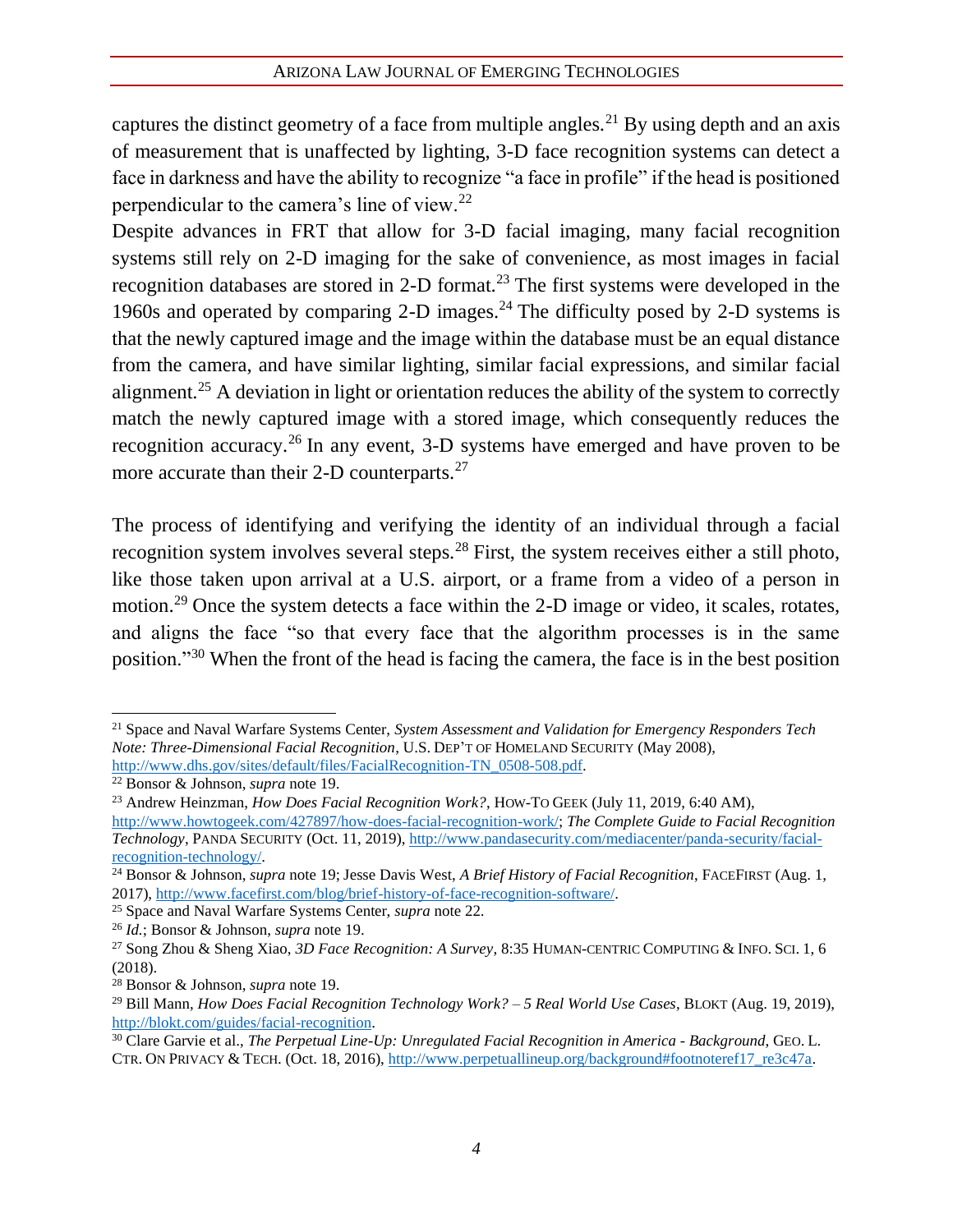captures the distinct geometry of a face from multiple angles.[21] By using depth and an axis of measurement that is unaffected by lighting, 3-D face recognition systems can detect a face in darkness and have the ability to recognize "a face in profile" if the head is positioned perpendicular to the camera's line of view.[22]

Despite advances in FRT that allow for 3-D facial imaging, many facial recognition systems still rely on 2-D imaging for the sake of convenience, as most images in facial recognition databases are stored in 2-D format.[23] The first systems were developed in the 1960s and operated by comparing 2-D images.[24] The difficulty posed by 2-D systems is that the newly captured image and the image within the database must be an equal distance from the camera, and have similar lighting, similar facial expressions, and similar facial alignment.[25] A deviation in light or orientation reduces the ability of the system to correctly match the newly captured image with a stored image, which consequently reduces the recognition accuracy.[26] In any event, 3-D systems have emerged and have proven to be more accurate than their 2-D counterparts.[27]

The process of identifying and verifying the identity of an individual through a facial recognition system involves several steps.[28] First, the system receives either a still photo, like those taken upon arrival at a U.S. airport, or a frame from a video of a person in motion.[29] Once the system detects a face within the 2-D image or video, it scales, rotates, and aligns the face "so that every face that the algorithm processes is in the same position."[30] When the front of the head is facing the camera, the face is in the best position

---

[21] Space and Naval Warfare Systems Center, *System Assessment and Validation for Emergency Responders Tech Note: Three-Dimensional Facial Recognition*, U.S. DEP'T OF HOMELAND SECURITY (May 2008), http://www.dhs.gov/sites/default/files/FacialRecognition-TN_0508-508.pdf.

[22] Bonsor & Johnson, *supra* note 19.

[23] Andrew Heinzman, *How Does Facial Recognition Work?*, HOW-TO GEEK (July 11, 2019, 6:40 AM), http://www.howtogeek.com/427897/how-does-facial-recognition-work/; *The Complete Guide to Facial Recognition Technology*, PANDA SECURITY (Oct. 11, 2019), http://www.pandasecurity.com/mediacenter/panda-security/facial-recognition-technology/.

[24] Bonsor & Johnson, *supra* note 19; Jesse Davis West, *A Brief History of Facial Recognition*, FACEFIRST (Aug. 1, 2017), http://www.facefirst.com/blog/brief-history-of-face-recognition-software/.

[25] Space and Naval Warfare Systems Center, *supra* note 22.

[26] *Id.*; Bonsor & Johnson, *supra* note 19.

[27] Song Zhou & Sheng Xiao, *3D Face Recognition: A Survey*, 8:35 HUMAN-CENTRIC COMPUTING & INFO. SCI. 1, 6 (2018).

[28] Bonsor & Johnson, *supra* note 19.

[29] Bill Mann, *How Does Facial Recognition Technology Work? – 5 Real World Use Cases*, BLOKT (Aug. 19, 2019), http://blokt.com/guides/facial-recognition.

[30] Clare Garvie et al., *The Perpetual Line-Up: Unregulated Facial Recognition in America - Background*, GEO. L. CTR. ON PRIVACY & TECH. (Oct. 18, 2016), http://www.perpetuallineup.org/background#footnoteref17_re3c47a.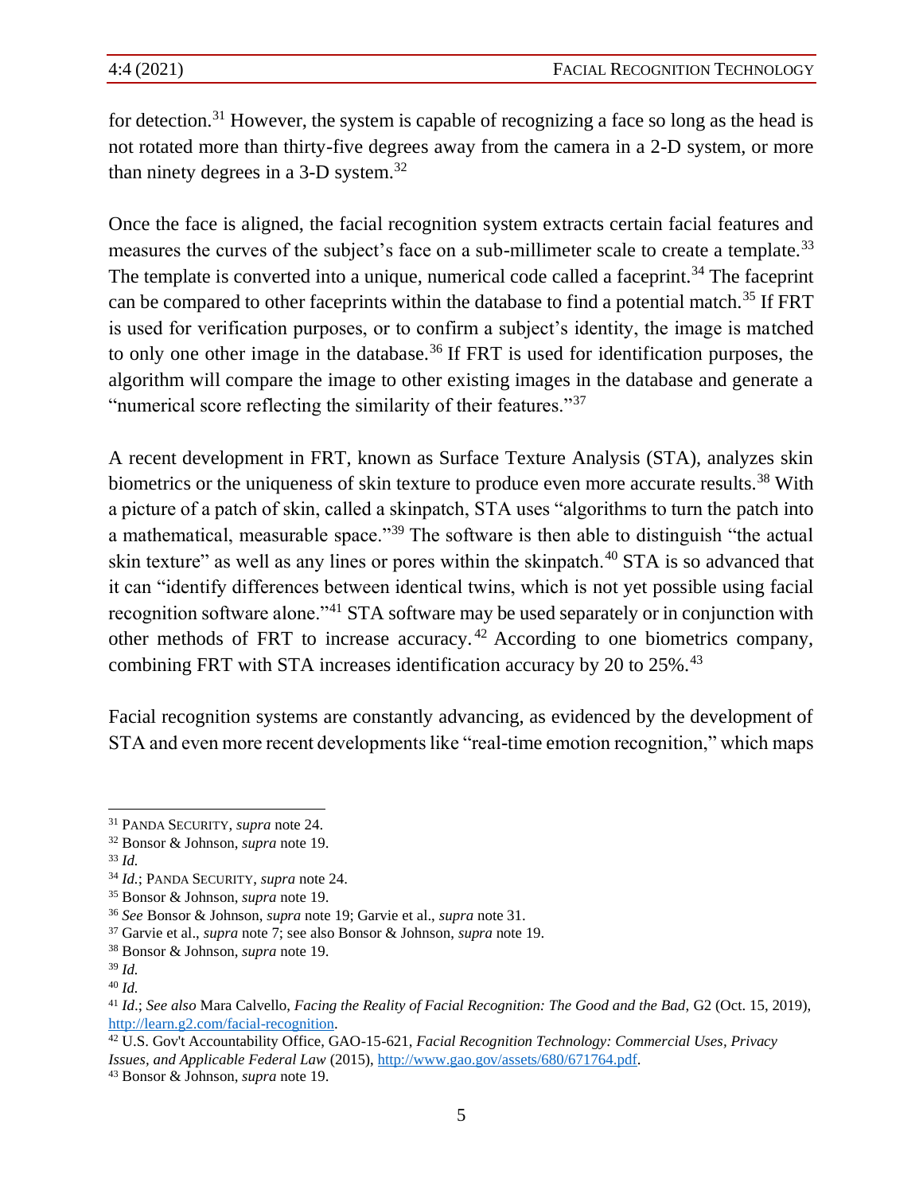for detection.[31] However, the system is capable of recognizing a face so long as the head is not rotated more than thirty-five degrees away from the camera in a 2-D system, or more than ninety degrees in a 3-D system.[32]

Once the face is aligned, the facial recognition system extracts certain facial features and measures the curves of the subject's face on a sub-millimeter scale to create a template.[33] The template is converted into a unique, numerical code called a faceprint.[34] The faceprint can be compared to other faceprints within the database to find a potential match.[35] If FRT is used for verification purposes, or to confirm a subject's identity, the image is matched to only one other image in the database.[36] If FRT is used for identification purposes, the algorithm will compare the image to other existing images in the database and generate a "numerical score reflecting the similarity of their features."[37]

A recent development in FRT, known as Surface Texture Analysis (STA), analyzes skin biometrics or the uniqueness of skin texture to produce even more accurate results.[38] With a picture of a patch of skin, called a skinpatch, STA uses "algorithms to turn the patch into a mathematical, measurable space."[39] The software is then able to distinguish "the actual skin texture" as well as any lines or pores within the skinpatch.[40] STA is so advanced that it can "identify differences between identical twins, which is not yet possible using facial recognition software alone."[41] STA software may be used separately or in conjunction with other methods of FRT to increase accuracy.[42] According to one biometrics company, combining FRT with STA increases identification accuracy by 20 to 25%.[43]

Facial recognition systems are constantly advancing, as evidenced by the development of STA and even more recent developments like "real-time emotion recognition," which maps

---

[31] PANDA SECURITY, *supra* note 24.

[32] Bonsor & Johnson, *supra* note 19.

[33] *Id.*

[34] *Id.*; PANDA SECURITY, *supra* note 24.

[35] Bonsor & Johnson, *supra* note 19.

[36] *See* Bonsor & Johnson, *supra* note 19; Garvie et al., *supra* note 31.

[37] Garvie et al., *supra* note 7; see also Bonsor & Johnson, *supra* note 19.

[38] Bonsor & Johnson, *supra* note 19.

[39] *Id.*

[40] *Id.*

[41] *Id.*; *See also* Mara Calvello, *Facing the Reality of Facial Recognition: The Good and the Bad*, G2 (Oct. 15, 2019), http://learn.g2.com/facial-recognition.

[42] U.S. Gov't Accountability Office, GAO-15-621, *Facial Recognition Technology: Commercial Uses, Privacy Issues, and Applicable Federal Law* (2015), http://www.gao.gov/assets/680/671764.pdf.

[43] Bonsor & Johnson, *supra* note 19.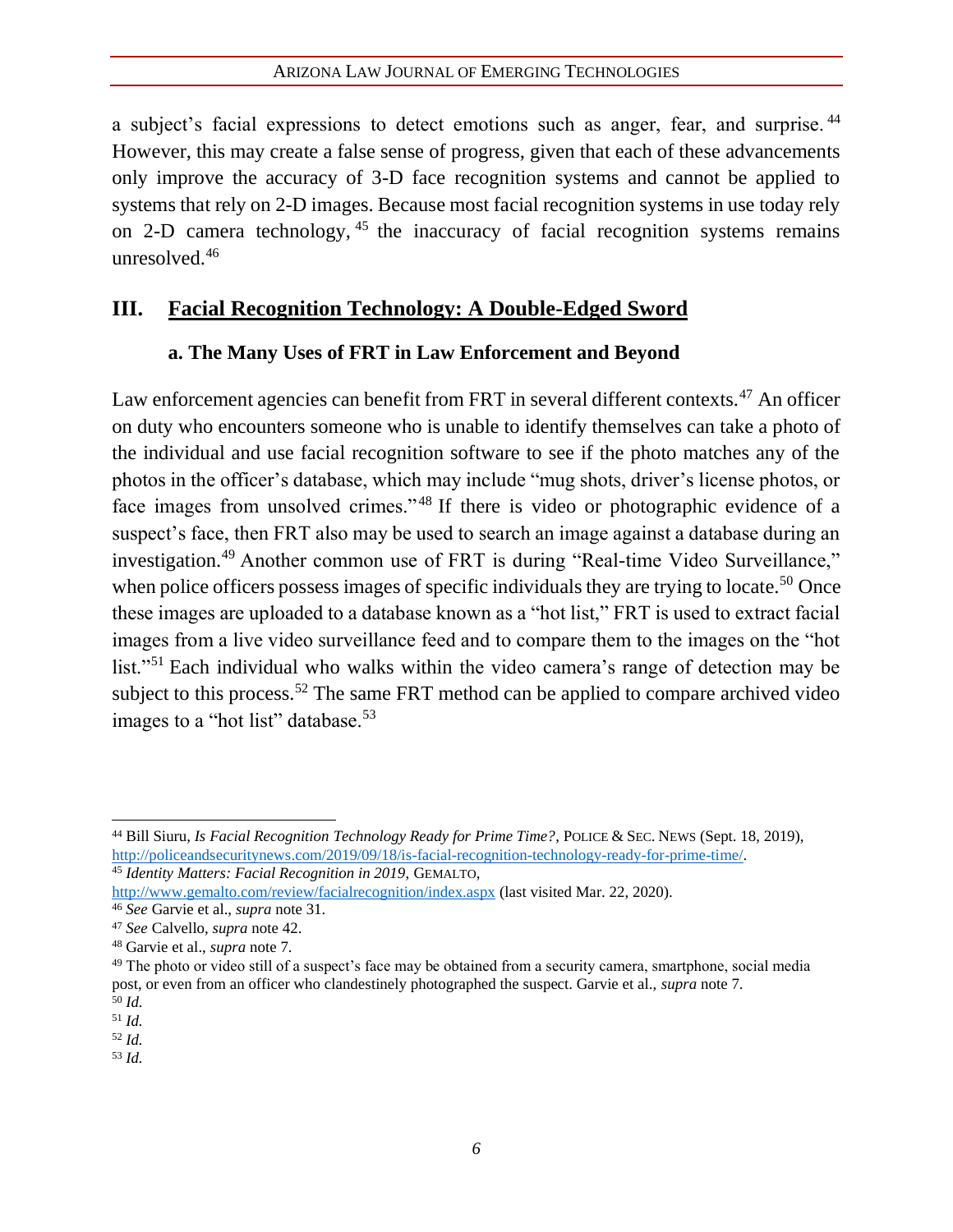a subject's facial expressions to detect emotions such as anger, fear, and surprise.[44] However, this may create a false sense of progress, given that each of these advancements only improve the accuracy of 3-D face recognition systems and cannot be applied to systems that rely on 2-D images. Because most facial recognition systems in use today rely on 2-D camera technology,[45] the inaccuracy of facial recognition systems remains unresolved.[46]

## III. <u>Facial Recognition Technology: A Double-Edged Sword</u>

### a. The Many Uses of FRT in Law Enforcement and Beyond

Law enforcement agencies can benefit from FRT in several different contexts.[47] An officer on duty who encounters someone who is unable to identify themselves can take a photo of the individual and use facial recognition software to see if the photo matches any of the photos in the officer's database, which may include "mug shots, driver's license photos, or face images from unsolved crimes."[48] If there is video or photographic evidence of a suspect's face, then FRT also may be used to search an image against a database during an investigation.[49] Another common use of FRT is during "Real-time Video Surveillance," when police officers possess images of specific individuals they are trying to locate.[50] Once these images are uploaded to a database known as a "hot list," FRT is used to extract facial images from a live video surveillance feed and to compare them to the images on the "hot list."[51] Each individual who walks within the video camera's range of detection may be subject to this process.[52] The same FRT method can be applied to compare archived video images to a "hot list" database.[53]

---

[44] Bill Siuru, *Is Facial Recognition Technology Ready for Prime Time?*, POLICE & SEC. NEWS (Sept. 18, 2019), http://policeandsecuritynews.com/2019/09/18/is-facial-recognition-technology-ready-for-prime-time/.

[45] *Identity Matters: Facial Recognition in 2019*, GEMALTO, http://www.gemalto.com/review/facialrecognition/index.aspx (last visited Mar. 22, 2020).

[46] *See* Garvie et al., *supra* note 31.

[47] *See* Calvello, *supra* note 42.

[48] Garvie et al., *supra* note 7.

[49] The photo or video still of a suspect's face may be obtained from a security camera, smartphone, social media post, or even from an officer who clandestinely photographed the suspect. Garvie et al., *supra* note 7.

[50] *Id.*

[51] *Id.*

[52] *Id.*

[53] *Id.*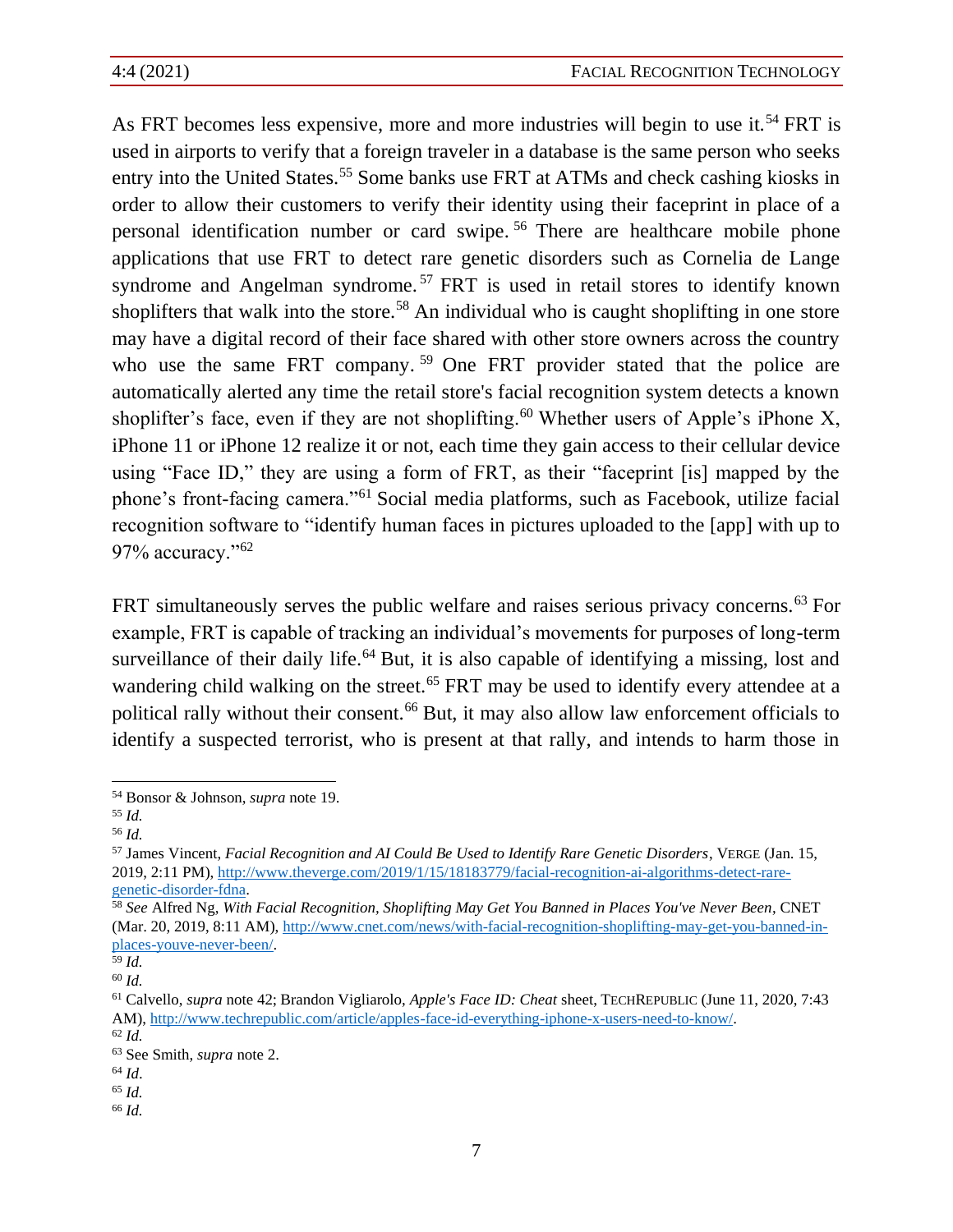As FRT becomes less expensive, more and more industries will begin to use it.[54] FRT is used in airports to verify that a foreign traveler in a database is the same person who seeks entry into the United States.[55] Some banks use FRT at ATMs and check cashing kiosks in order to allow their customers to verify their identity using their faceprint in place of a personal identification number or card swipe.[56] There are healthcare mobile phone applications that use FRT to detect rare genetic disorders such as Cornelia de Lange syndrome and Angelman syndrome.[57] FRT is used in retail stores to identify known shoplifters that walk into the store.[58] An individual who is caught shoplifting in one store may have a digital record of their face shared with other store owners across the country who use the same FRT company.[59] One FRT provider stated that the police are automatically alerted any time the retail store's facial recognition system detects a known shoplifter's face, even if they are not shoplifting.[60] Whether users of Apple's iPhone X, iPhone 11 or iPhone 12 realize it or not, each time they gain access to their cellular device using "Face ID," they are using a form of FRT, as their "faceprint [is] mapped by the phone's front-facing camera."[61] Social media platforms, such as Facebook, utilize facial recognition software to "identify human faces in pictures uploaded to the [app] with up to 97% accuracy."[62]

FRT simultaneously serves the public welfare and raises serious privacy concerns.[63] For example, FRT is capable of tracking an individual's movements for purposes of long-term surveillance of their daily life.[64] But, it is also capable of identifying a missing, lost and wandering child walking on the street.[65] FRT may be used to identify every attendee at a political rally without their consent.[66] But, it may also allow law enforcement officials to identify a suspected terrorist, who is present at that rally, and intends to harm those in

---

[54] Bonsor & Johnson, *supra* note 19.

[55] *Id.*

[56] *Id.*

[57] James Vincent, *Facial Recognition and AI Could Be Used to Identify Rare Genetic Disorders*, VERGE (Jan. 15, 2019, 2:11 PM), http://www.theverge.com/2019/1/15/18183779/facial-recognition-ai-algorithms-detect-rare-genetic-disorder-fdna.

[58] *See* Alfred Ng, *With Facial Recognition, Shoplifting May Get You Banned in Places You've Never Been*, CNET (Mar. 20, 2019, 8:11 AM), http://www.cnet.com/news/with-facial-recognition-shoplifting-may-get-you-banned-in-places-youve-never-been/.

[59] *Id.*

[60] *Id.*

[61] Calvello, *supra* note 42; Brandon Vigliarolo, *Apple's Face ID: Cheat* sheet, TECHREPUBLIC (June 11, 2020, 7:43 AM), http://www.techrepublic.com/article/apples-face-id-everything-iphone-x-users-need-to-know/.

[62] *Id.*

[63] See Smith, *supra* note 2.

[64] *Id.*

[65] *Id.*

[66] *Id.*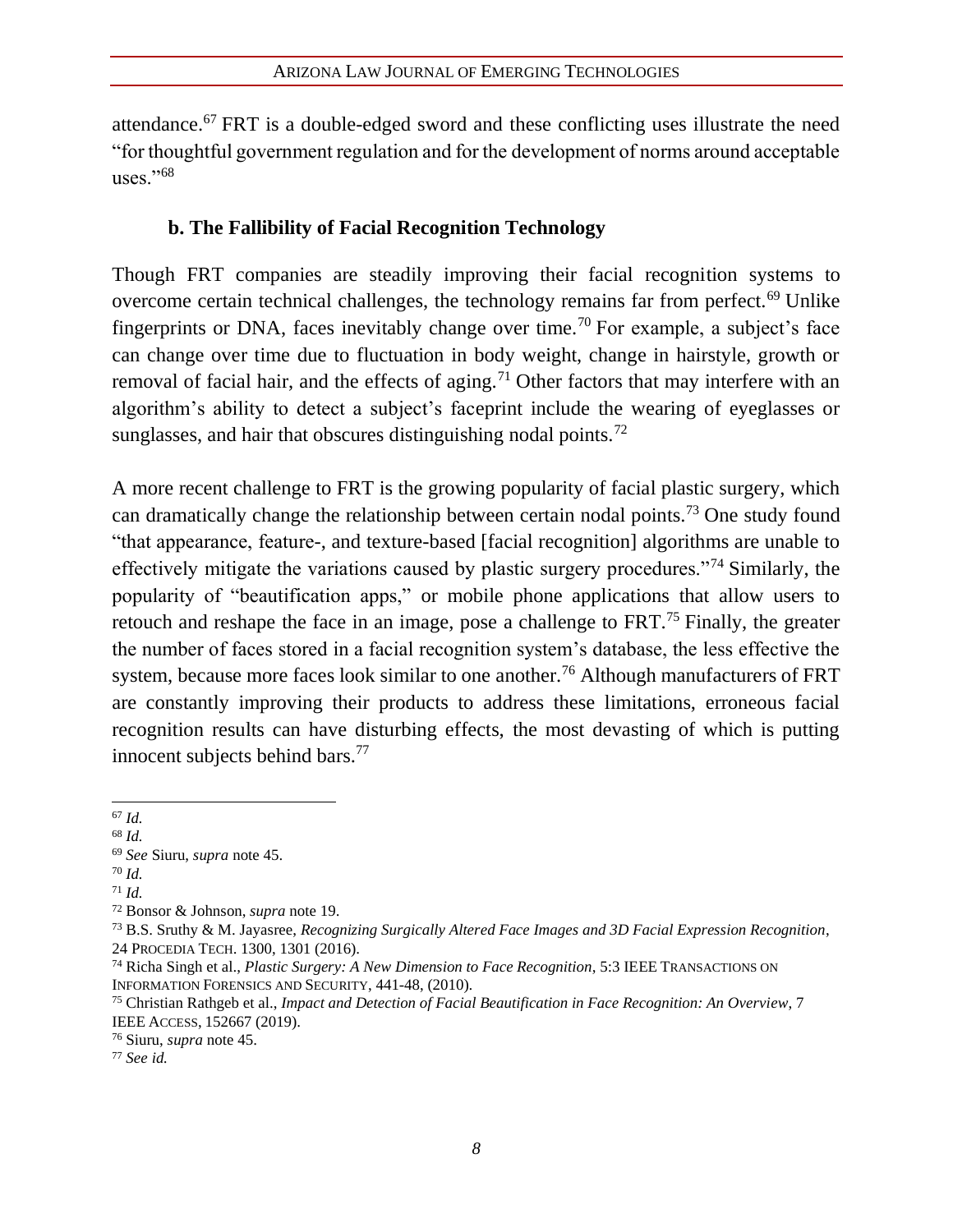attendance.[67] FRT is a double-edged sword and these conflicting uses illustrate the need "for thoughtful government regulation and for the development of norms around acceptable uses."[68]

### b. The Fallibility of Facial Recognition Technology

Though FRT companies are steadily improving their facial recognition systems to overcome certain technical challenges, the technology remains far from perfect.[69] Unlike fingerprints or DNA, faces inevitably change over time.[70] For example, a subject's face can change over time due to fluctuation in body weight, change in hairstyle, growth or removal of facial hair, and the effects of aging.[71] Other factors that may interfere with an algorithm's ability to detect a subject's faceprint include the wearing of eyeglasses or sunglasses, and hair that obscures distinguishing nodal points.[72]

A more recent challenge to FRT is the growing popularity of facial plastic surgery, which can dramatically change the relationship between certain nodal points.[73] One study found "that appearance, feature-, and texture-based [facial recognition] algorithms are unable to effectively mitigate the variations caused by plastic surgery procedures."[74] Similarly, the popularity of "beautification apps," or mobile phone applications that allow users to retouch and reshape the face in an image, pose a challenge to FRT.[75] Finally, the greater the number of faces stored in a facial recognition system's database, the less effective the system, because more faces look similar to one another.[76] Although manufacturers of FRT are constantly improving their products to address these limitations, erroneous facial recognition results can have disturbing effects, the most devasting of which is putting innocent subjects behind bars.[77]

---

[67] *Id.*

[68] *Id.*

[69] *See* Siuru, *supra* note 45.

[70] *Id.*

[71] *Id.*

[72] Bonsor & Johnson, *supra* note 19.

[73] B.S. Sruthy & M. Jayasree, *Recognizing Surgically Altered Face Images and 3D Facial Expression Recognition*, 24 PROCEDIA TECH. 1300, 1301 (2016).

[74] Richa Singh et al., *Plastic Surgery: A New Dimension to Face Recognition*, 5:3 IEEE TRANSACTIONS ON INFORMATION FORENSICS AND SECURITY, 441-48, (2010).

[75] Christian Rathgeb et al., *Impact and Detection of Facial Beautification in Face Recognition: An Overview*, 7 IEEE ACCESS, 152667 (2019).

[76] Siuru, *supra* note 45.

[77] *See id.*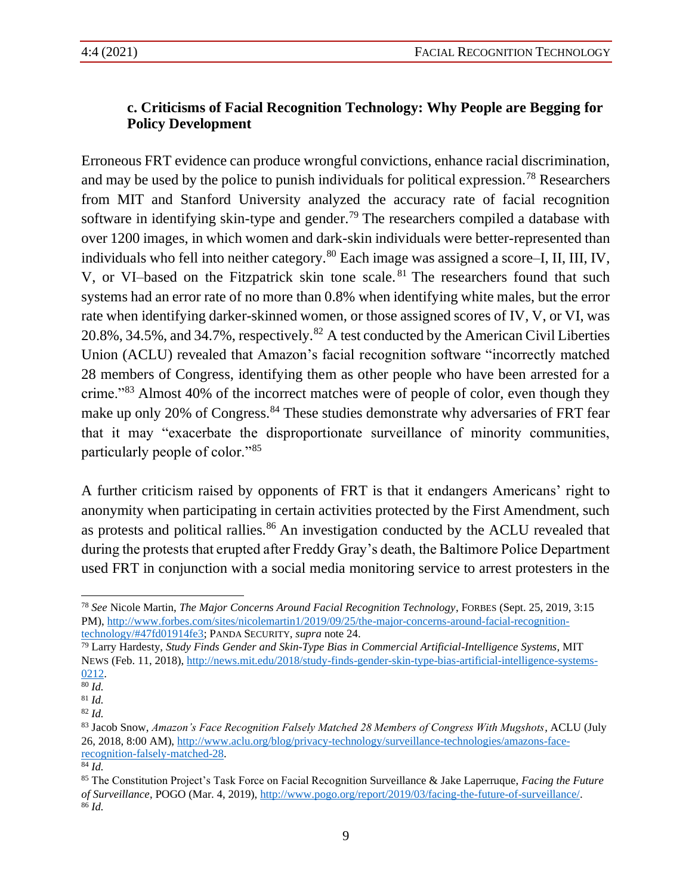### c. Criticisms of Facial Recognition Technology: Why People are Begging for Policy Development

Erroneous FRT evidence can produce wrongful convictions, enhance racial discrimination, and may be used by the police to punish individuals for political expression.[78] Researchers from MIT and Stanford University analyzed the accuracy rate of facial recognition software in identifying skin-type and gender.[79] The researchers compiled a database with over 1200 images, in which women and dark-skin individuals were better-represented than individuals who fell into neither category.[80] Each image was assigned a score–I, II, III, IV, V, or VI–based on the Fitzpatrick skin tone scale.[81] The researchers found that such systems had an error rate of no more than 0.8% when identifying white males, but the error rate when identifying darker-skinned women, or those assigned scores of IV, V, or VI, was 20.8%, 34.5%, and 34.7%, respectively.[82] A test conducted by the American Civil Liberties Union (ACLU) revealed that Amazon's facial recognition software "incorrectly matched 28 members of Congress, identifying them as other people who have been arrested for a crime."[83] Almost 40% of the incorrect matches were of people of color, even though they make up only 20% of Congress.[84] These studies demonstrate why adversaries of FRT fear that it may "exacerbate the disproportionate surveillance of minority communities, particularly people of color."[85]

A further criticism raised by opponents of FRT is that it endangers Americans' right to anonymity when participating in certain activities protected by the First Amendment, such as protests and political rallies.[86] An investigation conducted by the ACLU revealed that during the protests that erupted after Freddy Gray's death, the Baltimore Police Department used FRT in conjunction with a social media monitoring service to arrest protesters in the

---

[78] *See* Nicole Martin, *The Major Concerns Around Facial Recognition Technology*, FORBES (Sept. 25, 2019, 3:15 PM), http://www.forbes.com/sites/nicolemartin1/2019/09/25/the-major-concerns-around-facial-recognition-technology/#47fd01914fe3; PANDA SECURITY, *supra* note 24.

[79] Larry Hardesty, *Study Finds Gender and Skin-Type Bias in Commercial Artificial-Intelligence Systems*, MIT NEWS (Feb. 11, 2018), http://news.mit.edu/2018/study-finds-gender-skin-type-bias-artificial-intelligence-systems-0212.

[80] *Id.*

[81] *Id.*

[82] *Id.*

[83] Jacob Snow, *Amazon's Face Recognition Falsely Matched 28 Members of Congress With Mugshots*, ACLU (July 26, 2018, 8:00 AM), http://www.aclu.org/blog/privacy-technology/surveillance-technologies/amazons-face-recognition-falsely-matched-28.

[84] *Id.*

[85] The Constitution Project's Task Force on Facial Recognition Surveillance & Jake Laperruque, *Facing the Future of Surveillance*, POGO (Mar. 4, 2019), http://www.pogo.org/report/2019/03/facing-the-future-of-surveillance/.

[86] *Id.*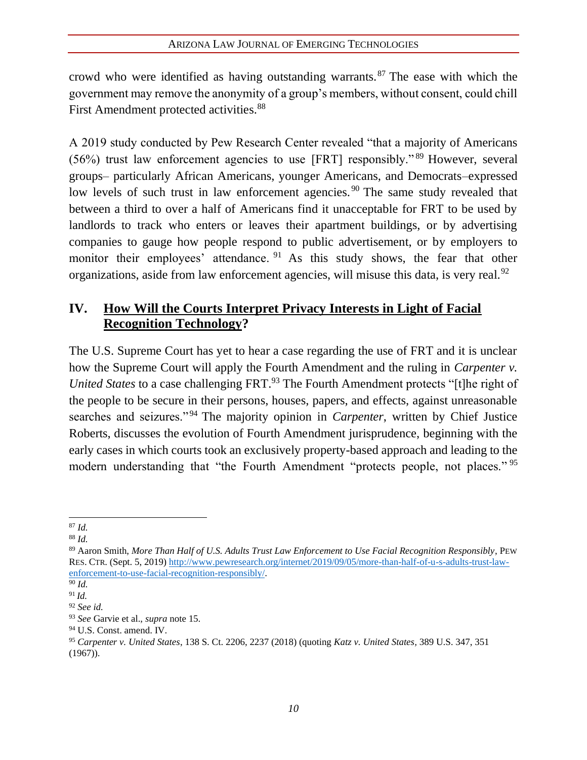crowd who were identified as having outstanding warrants.[87] The ease with which the government may remove the anonymity of a group's members, without consent, could chill First Amendment protected activities.[88]

A 2019 study conducted by Pew Research Center revealed "that a majority of Americans (56%) trust law enforcement agencies to use [FRT] responsibly."[89] However, several groups– particularly African Americans, younger Americans, and Democrats–expressed low levels of such trust in law enforcement agencies.[90] The same study revealed that between a third to over a half of Americans find it unacceptable for FRT to be used by landlords to track who enters or leaves their apartment buildings, or by advertising companies to gauge how people respond to public advertisement, or by employers to monitor their employees' attendance.[91] As this study shows, the fear that other organizations, aside from law enforcement agencies, will misuse this data, is very real.[92]

## IV. **How Will the Courts Interpret Privacy Interests in Light of Facial Recognition Technology?**

The U.S. Supreme Court has yet to hear a case regarding the use of FRT and it is unclear how the Supreme Court will apply the Fourth Amendment and the ruling in *Carpenter v. United States* to a case challenging FRT.[93] The Fourth Amendment protects "[t]he right of the people to be secure in their persons, houses, papers, and effects, against unreasonable searches and seizures."[94] The majority opinion in *Carpenter*, written by Chief Justice Roberts, discusses the evolution of Fourth Amendment jurisprudence, beginning with the early cases in which courts took an exclusively property-based approach and leading to the modern understanding that "the Fourth Amendment "protects people, not places."[95]

---

[87] *Id.*

[88] *Id.*

[89] Aaron Smith, *More Than Half of U.S. Adults Trust Law Enforcement to Use Facial Recognition Responsibly*, PEW RES. CTR. (Sept. 5, 2019) http://www.pewresearch.org/internet/2019/09/05/more-than-half-of-u-s-adults-trust-law-enforcement-to-use-facial-recognition-responsibly/.

[90] *Id.*

[91] *Id.*

[92] *See id.*

[93] *See* Garvie et al., *supra* note 15.

[94] U.S. Const. amend. IV.

[95] *Carpenter v. United States*, 138 S. Ct. 2206, 2237 (2018) (quoting *Katz v. United States*, 389 U.S. 347, 351 (1967)).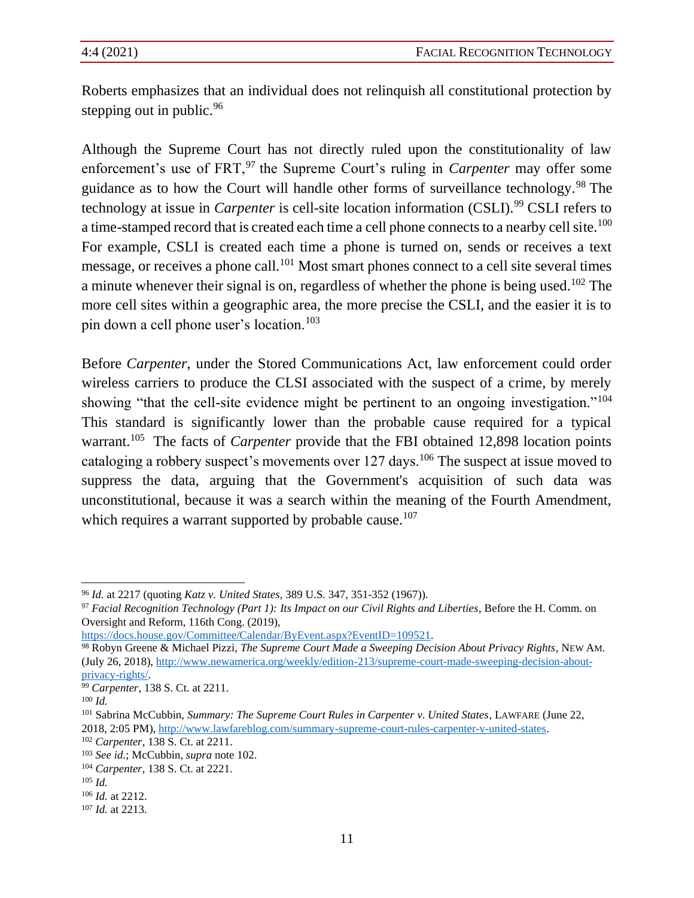Roberts emphasizes that an individual does not relinquish all constitutional protection by stepping out in public.[96]

Although the Supreme Court has not directly ruled upon the constitutionality of law enforcement's use of FRT,[97] the Supreme Court's ruling in *Carpenter* may offer some guidance as to how the Court will handle other forms of surveillance technology.[98] The technology at issue in *Carpenter* is cell-site location information (CSLI).[99] CSLI refers to a time-stamped record that is created each time a cell phone connects to a nearby cell site.[100] For example, CSLI is created each time a phone is turned on, sends or receives a text message, or receives a phone call.[101] Most smart phones connect to a cell site several times a minute whenever their signal is on, regardless of whether the phone is being used.[102] The more cell sites within a geographic area, the more precise the CSLI, and the easier it is to pin down a cell phone user's location.[103]

Before *Carpenter*, under the Stored Communications Act, law enforcement could order wireless carriers to produce the CLSI associated with the suspect of a crime, by merely showing "that the cell-site evidence might be pertinent to an ongoing investigation."[104] This standard is significantly lower than the probable cause required for a typical warrant.[105] The facts of *Carpenter* provide that the FBI obtained 12,898 location points cataloging a robbery suspect's movements over 127 days.[106] The suspect at issue moved to suppress the data, arguing that the Government's acquisition of such data was unconstitutional, because it was a search within the meaning of the Fourth Amendment, which requires a warrant supported by probable cause.[107]

---

[96] *Id.* at 2217 (quoting *Katz v. United States*, 389 U.S. 347, 351-352 (1967)).

[97] *Facial Recognition Technology (Part 1): Its Impact on our Civil Rights and Liberties*, Before the H. Comm. on Oversight and Reform, 116th Cong. (2019), https://docs.house.gov/Committee/Calendar/ByEvent.aspx?EventID=109521.

[98] Robyn Greene & Michael Pizzi, *The Supreme Court Made a Sweeping Decision About Privacy Rights*, NEW AM. (July 26, 2018), http://www.newamerica.org/weekly/edition-213/supreme-court-made-sweeping-decision-about-privacy-rights/.

[99] *Carpenter*, 138 S. Ct. at 2211.

[100] *Id.*

[101] Sabrina McCubbin, *Summary: The Supreme Court Rules in Carpenter v. United States*, LAWFARE (June 22, 2018, 2:05 PM), http://www.lawfareblog.com/summary-supreme-court-rules-carpenter-v-united-states.

[102] *Carpenter*, 138 S. Ct. at 2211.

[103] *See id.*; McCubbin, *supra* note 102.

[104] *Carpenter*, 138 S. Ct. at 2221.

[105] *Id.*

[106] *Id.* at 2212.

[107] *Id.* at 2213.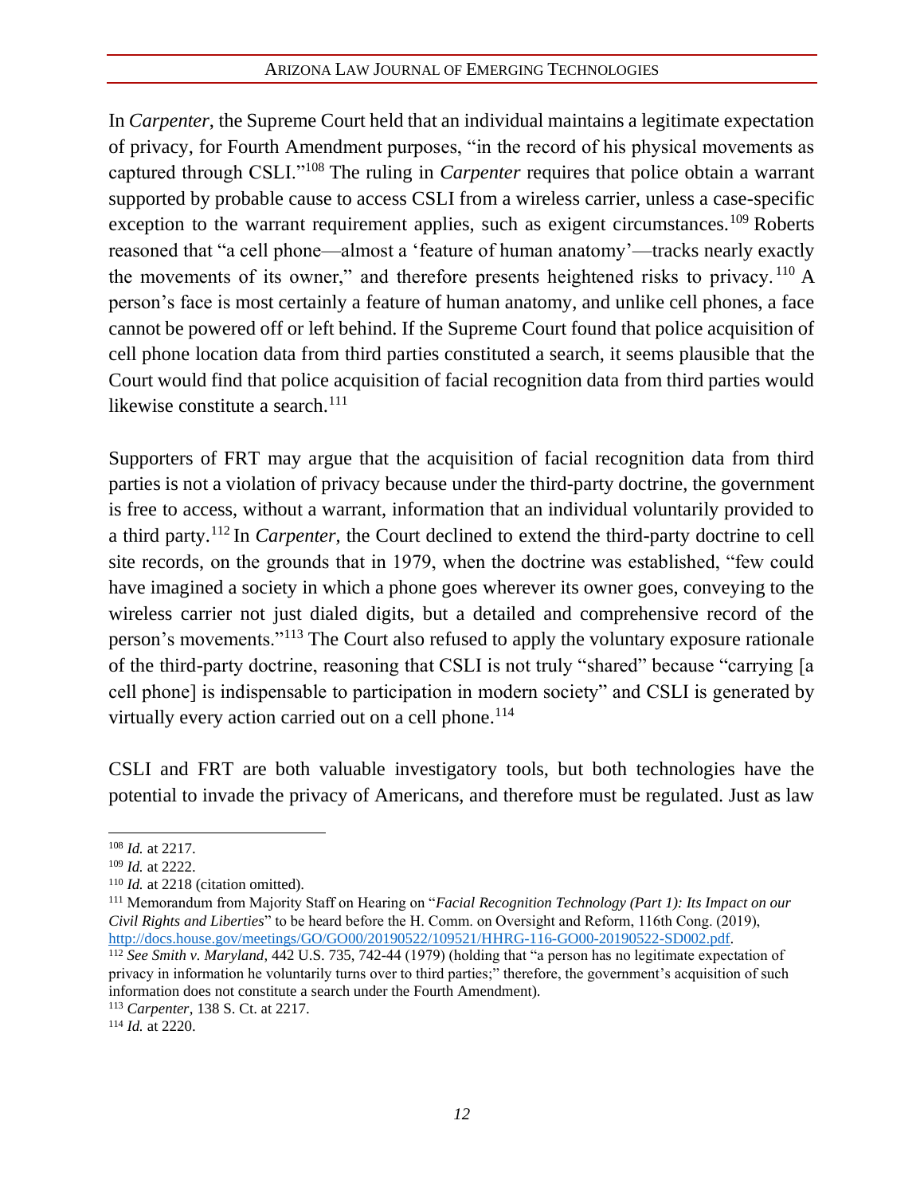In *Carpenter*, the Supreme Court held that an individual maintains a legitimate expectation of privacy, for Fourth Amendment purposes, "in the record of his physical movements as captured through CSLI."[108] The ruling in *Carpenter* requires that police obtain a warrant supported by probable cause to access CSLI from a wireless carrier, unless a case-specific exception to the warrant requirement applies, such as exigent circumstances.[109] Roberts reasoned that "a cell phone—almost a 'feature of human anatomy'—tracks nearly exactly the movements of its owner," and therefore presents heightened risks to privacy.[110] A person's face is most certainly a feature of human anatomy, and unlike cell phones, a face cannot be powered off or left behind. If the Supreme Court found that police acquisition of cell phone location data from third parties constituted a search, it seems plausible that the Court would find that police acquisition of facial recognition data from third parties would likewise constitute a search.[111]

Supporters of FRT may argue that the acquisition of facial recognition data from third parties is not a violation of privacy because under the third-party doctrine, the government is free to access, without a warrant, information that an individual voluntarily provided to a third party.[112] In *Carpenter*, the Court declined to extend the third-party doctrine to cell site records, on the grounds that in 1979, when the doctrine was established, "few could have imagined a society in which a phone goes wherever its owner goes, conveying to the wireless carrier not just dialed digits, but a detailed and comprehensive record of the person's movements."[113] The Court also refused to apply the voluntary exposure rationale of the third-party doctrine, reasoning that CSLI is not truly "shared" because "carrying [a cell phone] is indispensable to participation in modern society" and CSLI is generated by virtually every action carried out on a cell phone.[114]

CSLI and FRT are both valuable investigatory tools, but both technologies have the potential to invade the privacy of Americans, and therefore must be regulated. Just as law

---

[108] *Id.* at 2217.

[109] *Id.* at 2222.

[110] *Id.* at 2218 (citation omitted).

[111] Memorandum from Majority Staff on Hearing on "*Facial Recognition Technology (Part 1): Its Impact on our Civil Rights and Liberties*" to be heard before the H. Comm. on Oversight and Reform, 116th Cong. (2019), http://docs.house.gov/meetings/GO/GO00/20190522/109521/HHRG-116-GO00-20190522-SD002.pdf.

[112] *See Smith v. Maryland*, 442 U.S. 735, 742-44 (1979) (holding that "a person has no legitimate expectation of privacy in information he voluntarily turns over to third parties;" therefore, the government's acquisition of such information does not constitute a search under the Fourth Amendment).

[113] *Carpenter*, 138 S. Ct. at 2217.

[114] *Id.* at 2220.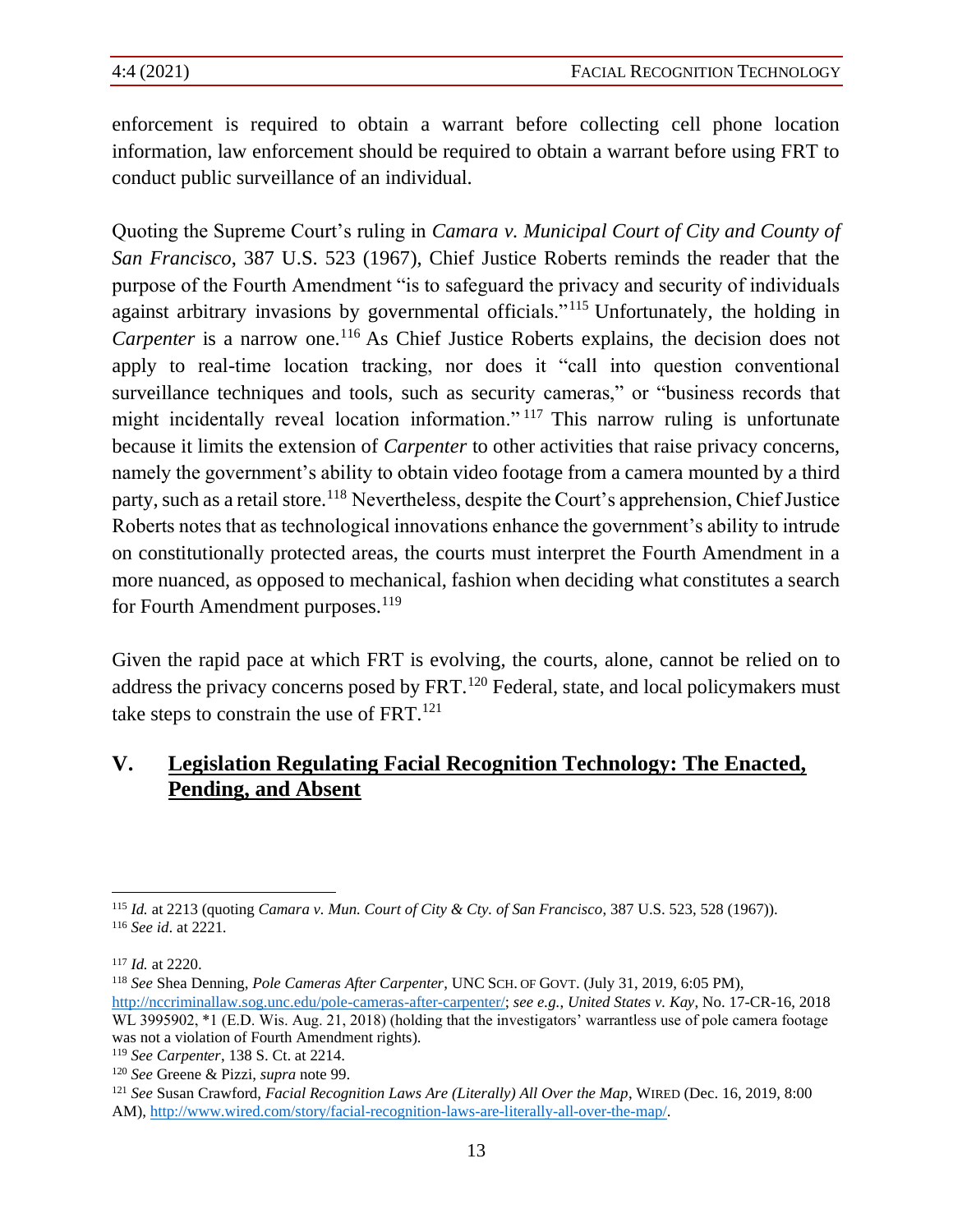enforcement is required to obtain a warrant before collecting cell phone location information, law enforcement should be required to obtain a warrant before using FRT to conduct public surveillance of an individual.

Quoting the Supreme Court's ruling in *Camara v. Municipal Court of City and County of San Francisco*, 387 U.S. 523 (1967), Chief Justice Roberts reminds the reader that the purpose of the Fourth Amendment "is to safeguard the privacy and security of individuals against arbitrary invasions by governmental officials."[115] Unfortunately, the holding in *Carpenter* is a narrow one.[116] As Chief Justice Roberts explains, the decision does not apply to real-time location tracking, nor does it "call into question conventional surveillance techniques and tools, such as security cameras," or "business records that might incidentally reveal location information."[117] This narrow ruling is unfortunate because it limits the extension of *Carpenter* to other activities that raise privacy concerns, namely the government's ability to obtain video footage from a camera mounted by a third party, such as a retail store.[118] Nevertheless, despite the Court's apprehension, Chief Justice Roberts notes that as technological innovations enhance the government's ability to intrude on constitutionally protected areas, the courts must interpret the Fourth Amendment in a more nuanced, as opposed to mechanical, fashion when deciding what constitutes a search for Fourth Amendment purposes.[119]

Given the rapid pace at which FRT is evolving, the courts, alone, cannot be relied on to address the privacy concerns posed by FRT.[120] Federal, state, and local policymakers must take steps to constrain the use of FRT.[121]

## V. <u>Legislation Regulating Facial Recognition Technology: The Enacted, Pending, and Absent</u>

---

[115] *Id.* at 2213 (quoting *Camara v. Mun. Court of City & Cty. of San Francisco*, 387 U.S. 523, 528 (1967)).
[116] *See id*. at 2221.

[117] *Id.* at 2220.
[118] *See* Shea Denning, *Pole Cameras After Carpenter*, UNC SCH. OF GOVT. (July 31, 2019, 6:05 PM), http://nccriminallaw.sog.unc.edu/pole-cameras-after-carpenter/; *see e.g.*, *United States v. Kay*, No. 17-CR-16, 2018 WL 3995902, *1 (E.D. Wis. Aug. 21, 2018) (holding that the investigators' warrantless use of pole camera footage was not a violation of Fourth Amendment rights).
[119] *See Carpenter*, 138 S. Ct. at 2214.
[120] *See* Greene & Pizzi, *supra* note 99.
[121] *See* Susan Crawford, *Facial Recognition Laws Are (Literally) All Over the Map*, WIRED (Dec. 16, 2019, 8:00 AM), http://www.wired.com/story/facial-recognition-laws-are-literally-all-over-the-map/.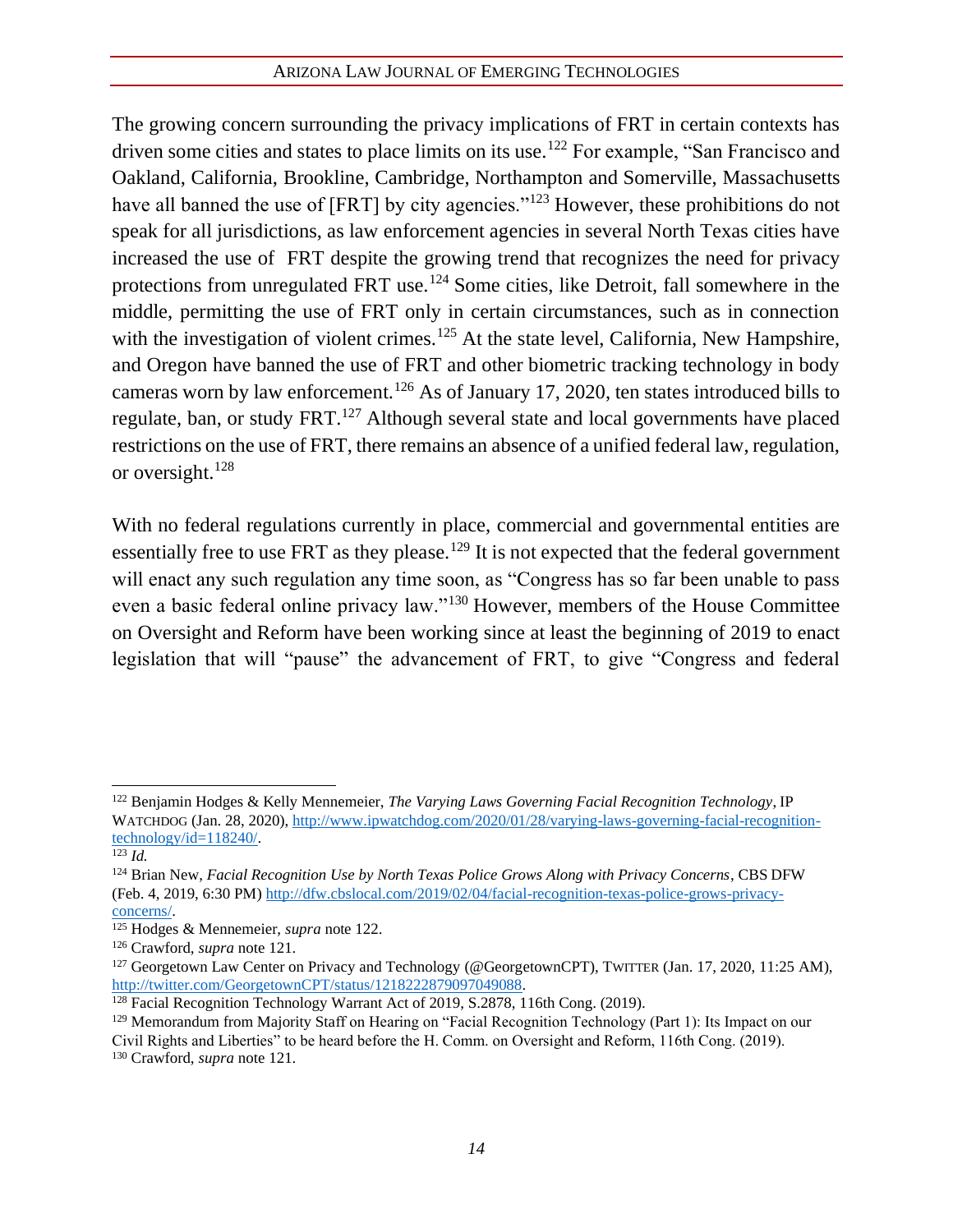The growing concern surrounding the privacy implications of FRT in certain contexts has driven some cities and states to place limits on its use.[122] For example, "San Francisco and Oakland, California, Brookline, Cambridge, Northampton and Somerville, Massachusetts have all banned the use of [FRT] by city agencies."[123] However, these prohibitions do not speak for all jurisdictions, as law enforcement agencies in several North Texas cities have increased the use of FRT despite the growing trend that recognizes the need for privacy protections from unregulated FRT use.[124] Some cities, like Detroit, fall somewhere in the middle, permitting the use of FRT only in certain circumstances, such as in connection with the investigation of violent crimes.[125] At the state level, California, New Hampshire, and Oregon have banned the use of FRT and other biometric tracking technology in body cameras worn by law enforcement.[126] As of January 17, 2020, ten states introduced bills to regulate, ban, or study FRT.[127] Although several state and local governments have placed restrictions on the use of FRT, there remains an absence of a unified federal law, regulation, or oversight.[128]

With no federal regulations currently in place, commercial and governmental entities are essentially free to use FRT as they please.[129] It is not expected that the federal government will enact any such regulation any time soon, as "Congress has so far been unable to pass even a basic federal online privacy law."[130] However, members of the House Committee on Oversight and Reform have been working since at least the beginning of 2019 to enact legislation that will "pause" the advancement of FRT, to give "Congress and federal

---

[122] Benjamin Hodges & Kelly Mennemeier, *The Varying Laws Governing Facial Recognition Technology*, IP WATCHDOG (Jan. 28, 2020), http://www.ipwatchdog.com/2020/01/28/varying-laws-governing-facial-recognition-technology/id=118240/.

[123] *Id.*

[124] Brian New, *Facial Recognition Use by North Texas Police Grows Along with Privacy Concerns*, CBS DFW (Feb. 4, 2019, 6:30 PM) http://dfw.cbslocal.com/2019/02/04/facial-recognition-texas-police-grows-privacy-concerns/.

[125] Hodges & Mennemeier, *supra* note 122.

[126] Crawford, *supra* note 121.

[127] Georgetown Law Center on Privacy and Technology (@GeorgetownCPT), TWITTER (Jan. 17, 2020, 11:25 AM), http://twitter.com/GeorgetownCPT/status/1218222879097049088.

[128] Facial Recognition Technology Warrant Act of 2019, S.2878, 116th Cong. (2019).

[129] Memorandum from Majority Staff on Hearing on "Facial Recognition Technology (Part 1): Its Impact on our Civil Rights and Liberties" to be heard before the H. Comm. on Oversight and Reform, 116th Cong. (2019).

[130] Crawford, *supra* note 121.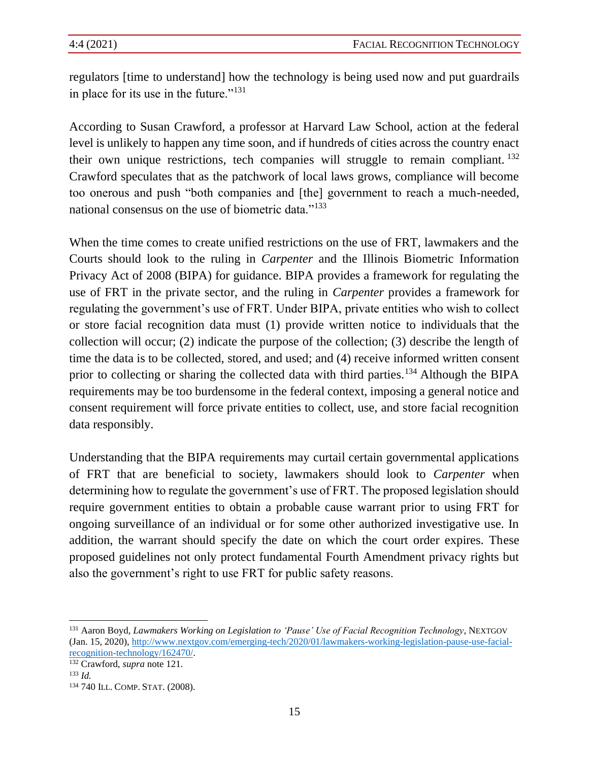regulators [time to understand] how the technology is being used now and put guardrails in place for its use in the future."[131]

According to Susan Crawford, a professor at Harvard Law School, action at the federal level is unlikely to happen any time soon, and if hundreds of cities across the country enact their own unique restrictions, tech companies will struggle to remain compliant.[132] Crawford speculates that as the patchwork of local laws grows, compliance will become too onerous and push "both companies and [the] government to reach a much-needed, national consensus on the use of biometric data."[133]

When the time comes to create unified restrictions on the use of FRT, lawmakers and the Courts should look to the ruling in *Carpenter* and the Illinois Biometric Information Privacy Act of 2008 (BIPA) for guidance. BIPA provides a framework for regulating the use of FRT in the private sector, and the ruling in *Carpenter* provides a framework for regulating the government's use of FRT. Under BIPA, private entities who wish to collect or store facial recognition data must (1) provide written notice to individuals that the collection will occur; (2) indicate the purpose of the collection; (3) describe the length of time the data is to be collected, stored, and used; and (4) receive informed written consent prior to collecting or sharing the collected data with third parties.[134] Although the BIPA requirements may be too burdensome in the federal context, imposing a general notice and consent requirement will force private entities to collect, use, and store facial recognition data responsibly.

Understanding that the BIPA requirements may curtail certain governmental applications of FRT that are beneficial to society, lawmakers should look to *Carpenter* when determining how to regulate the government's use of FRT. The proposed legislation should require government entities to obtain a probable cause warrant prior to using FRT for ongoing surveillance of an individual or for some other authorized investigative use. In addition, the warrant should specify the date on which the court order expires. These proposed guidelines not only protect fundamental Fourth Amendment privacy rights but also the government's right to use FRT for public safety reasons.

---

[131] Aaron Boyd, *Lawmakers Working on Legislation to 'Pause' Use of Facial Recognition Technology*, NEXTGOV (Jan. 15, 2020), http://www.nextgov.com/emerging-tech/2020/01/lawmakers-working-legislation-pause-use-facial-recognition-technology/162470/.

[132] Crawford, *supra* note 121.

[133] *Id.*

[134] 740 ILL. COMP. STAT. (2008).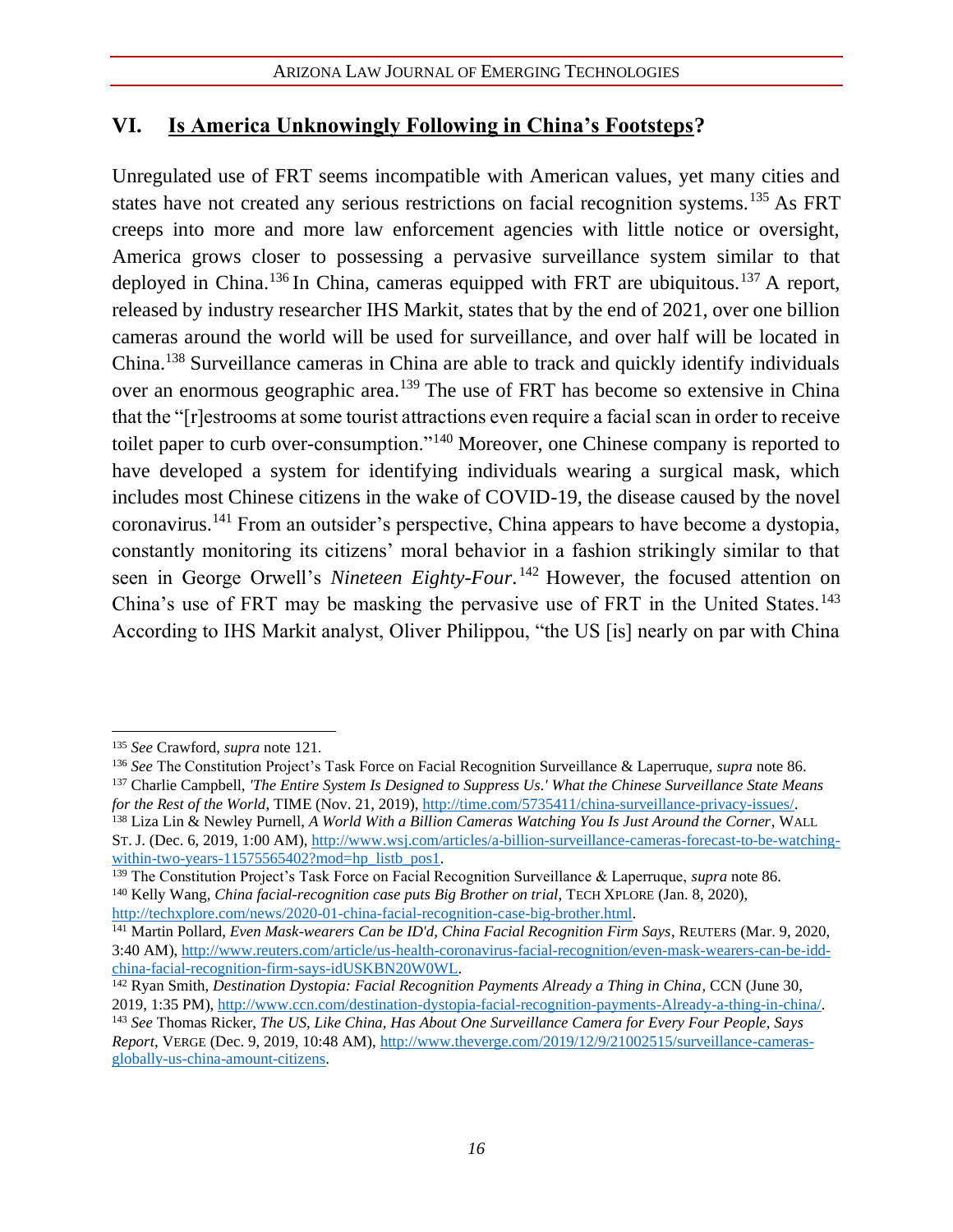## VI. <u>Is America Unknowingly Following in China's Footsteps</u>?

Unregulated use of FRT seems incompatible with American values, yet many cities and states have not created any serious restrictions on facial recognition systems.[135] As FRT creeps into more and more law enforcement agencies with little notice or oversight, America grows closer to possessing a pervasive surveillance system similar to that deployed in China.[136] In China, cameras equipped with FRT are ubiquitous.[137] A report, released by industry researcher IHS Markit, states that by the end of 2021, over one billion cameras around the world will be used for surveillance, and over half will be located in China.[138] Surveillance cameras in China are able to track and quickly identify individuals over an enormous geographic area.[139] The use of FRT has become so extensive in China that the "[r]estrooms at some tourist attractions even require a facial scan in order to receive toilet paper to curb over-consumption."[140] Moreover, one Chinese company is reported to have developed a system for identifying individuals wearing a surgical mask, which includes most Chinese citizens in the wake of COVID-19, the disease caused by the novel coronavirus.[141] From an outsider's perspective, China appears to have become a dystopia, constantly monitoring its citizens' moral behavior in a fashion strikingly similar to that seen in George Orwell's *Nineteen Eighty-Four*.[142] However, the focused attention on China's use of FRT may be masking the pervasive use of FRT in the United States.[143] According to IHS Markit analyst, Oliver Philippou, "the US [is] nearly on par with China

---

[135] *See* Crawford, *supra* note 121.

[136] *See* The Constitution Project's Task Force on Facial Recognition Surveillance & Laperruque, *supra* note 86.

[137] Charlie Campbell, *'The Entire System Is Designed to Suppress Us.' What the Chinese Surveillance State Means for the Rest of the World*, TIME (Nov. 21, 2019), http://time.com/5735411/china-surveillance-privacy-issues/.

[138] Liza Lin & Newley Purnell, *A World With a Billion Cameras Watching You Is Just Around the Corner*, WALL ST. J. (Dec. 6, 2019, 1:00 AM), http://www.wsj.com/articles/a-billion-surveillance-cameras-forecast-to-be-watching-within-two-years-11575565402?mod=hp_listb_pos1.

[139] The Constitution Project's Task Force on Facial Recognition Surveillance & Laperruque, *supra* note 86.

[140] Kelly Wang, *China facial-recognition case puts Big Brother on trial*, TECH XPLORE (Jan. 8, 2020), http://techxplore.com/news/2020-01-china-facial-recognition-case-big-brother.html.

[141] Martin Pollard, *Even Mask-wearers Can be ID'd, China Facial Recognition Firm Says*, REUTERS (Mar. 9, 2020, 3:40 AM), http://www.reuters.com/article/us-health-coronavirus-facial-recognition/even-mask-wearers-can-be-idd-china-facial-recognition-firm-says-idUSKBN20W0WL.

[142] Ryan Smith, *Destination Dystopia: Facial Recognition Payments Already a Thing in China*, CCN (June 30, 2019, 1:35 PM), http://www.ccn.com/destination-dystopia-facial-recognition-payments-Already-a-thing-in-china/.

[143] *See* Thomas Ricker, *The US, Like China, Has About One Surveillance Camera for Every Four People, Says Report*, VERGE (Dec. 9, 2019, 10:48 AM), http://www.theverge.com/2019/12/9/21002515/surveillance-cameras-globally-us-china-amount-citizens.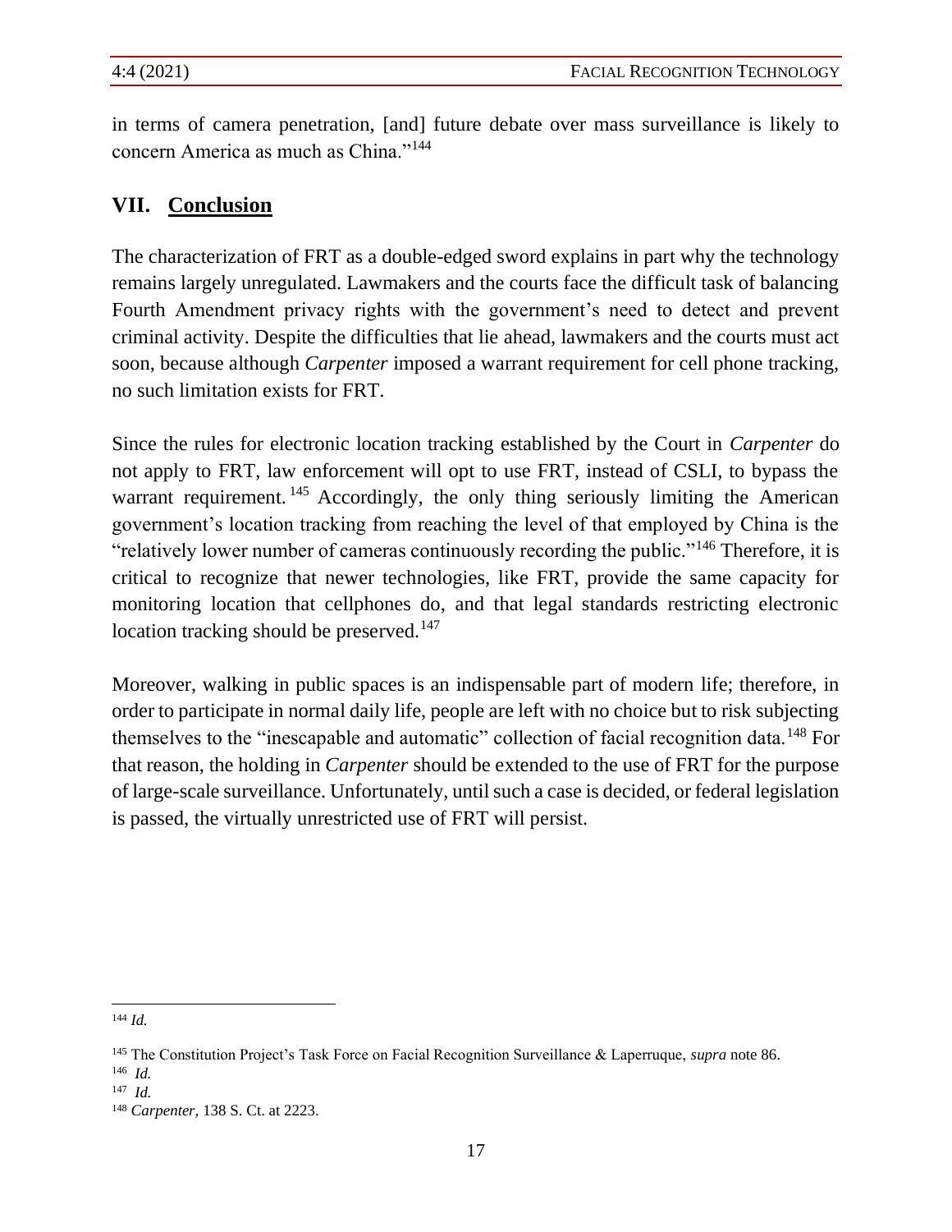in terms of camera penetration, [and] future debate over mass surveillance is likely to concern America as much as China."[144]

## VII. Conclusion

The characterization of FRT as a double-edged sword explains in part why the technology remains largely unregulated. Lawmakers and the courts face the difficult task of balancing Fourth Amendment privacy rights with the government's need to detect and prevent criminal activity. Despite the difficulties that lie ahead, lawmakers and the courts must act soon, because although *Carpenter* imposed a warrant requirement for cell phone tracking, no such limitation exists for FRT.

Since the rules for electronic location tracking established by the Court in *Carpenter* do not apply to FRT, law enforcement will opt to use FRT, instead of CSLI, to bypass the warrant requirement.[145] Accordingly, the only thing seriously limiting the American government's location tracking from reaching the level of that employed by China is the "relatively lower number of cameras continuously recording the public."[146] Therefore, it is critical to recognize that newer technologies, like FRT, provide the same capacity for monitoring location that cellphones do, and that legal standards restricting electronic location tracking should be preserved.[147]

Moreover, walking in public spaces is an indispensable part of modern life; therefore, in order to participate in normal daily life, people are left with no choice but to risk subjecting themselves to the "inescapable and automatic" collection of facial recognition data.[148] For that reason, the holding in *Carpenter* should be extended to the use of FRT for the purpose of large-scale surveillance. Unfortunately, until such a case is decided, or federal legislation is passed, the virtually unrestricted use of FRT will persist.

---

[144] *Id.*

[145] The Constitution Project's Task Force on Facial Recognition Surveillance & Laperruque, *supra* note 86.

[146] *Id.*

[147] *Id.*

[148] *Carpenter*, 138 S. Ct. at 2223.